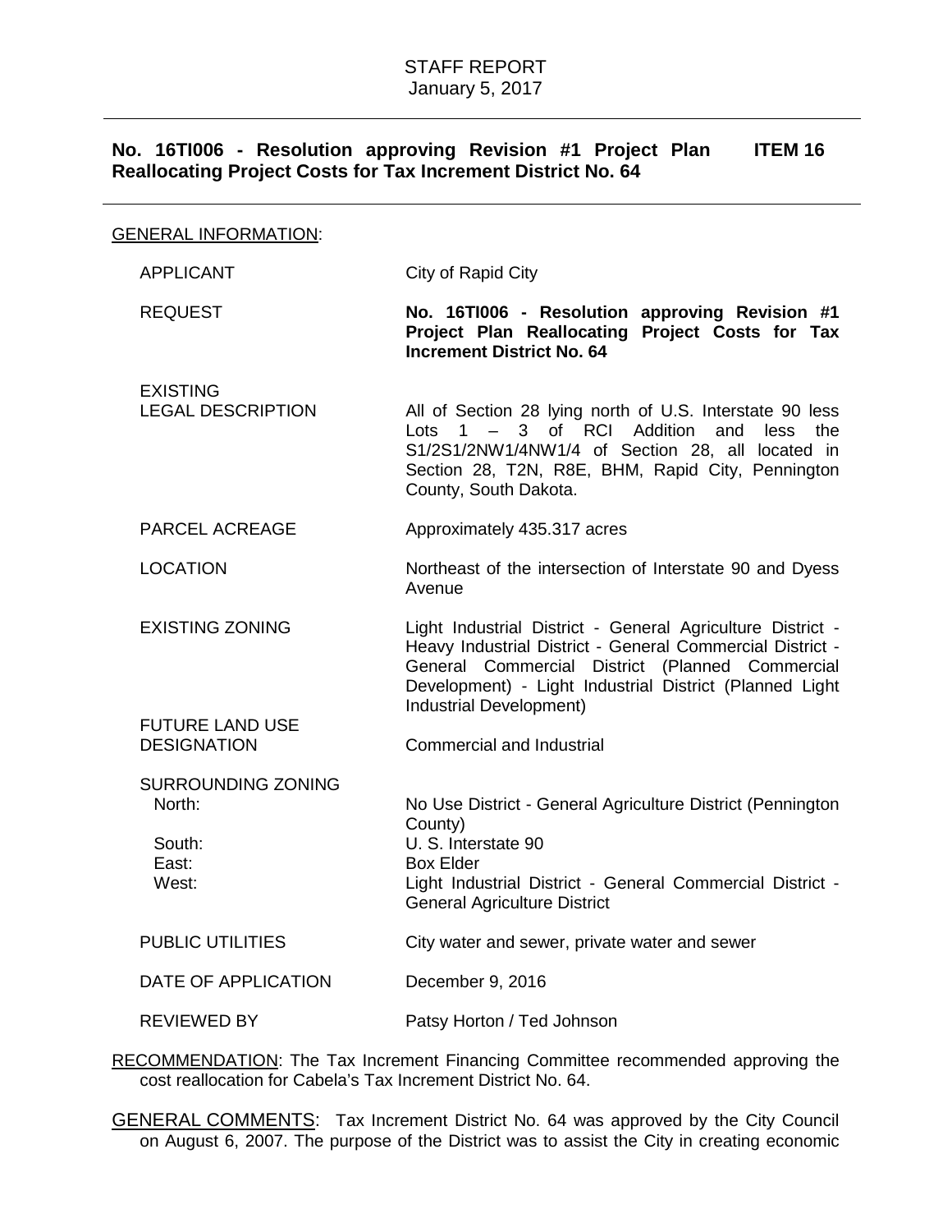STAFF REPORT
January 5, 2017

**No. 16TI006 - Resolution approving Revision #1 Project Plan Reallocating Project Costs for Tax Increment District No. 64** **ITEM 16**

---

GENERAL INFORMATION:

| | |
|---|---|
| APPLICANT | City of Rapid City |
| REQUEST | **No. 16TI006 - Resolution approving Revision #1 Project Plan Reallocating Project Costs for Tax Increment District No. 64** |
| EXISTING LEGAL DESCRIPTION | All of Section 28 lying north of U.S. Interstate 90 less Lots 1 – 3 of RCI Addition and less the S1/2S1/2NW1/4NW1/4 of Section 28, all located in Section 28, T2N, R8E, BHM, Rapid City, Pennington County, South Dakota. |
| PARCEL ACREAGE | Approximately 435.317 acres |
| LOCATION | Northeast of the intersection of Interstate 90 and Dyess Avenue |
| EXISTING ZONING | Light Industrial District - General Agriculture District - Heavy Industrial District - General Commercial District - General Commercial District (Planned Commercial Development) - Light Industrial District (Planned Light Industrial Development) |
| FUTURE LAND USE DESIGNATION | Commercial and Industrial |
| SURROUNDING ZONING | |
| North: | No Use District - General Agriculture District (Pennington County) |
| South: | U. S. Interstate 90 |
| East: | Box Elder |
| West: | Light Industrial District - General Commercial District - General Agriculture District |
| PUBLIC UTILITIES | City water and sewer, private water and sewer |
| DATE OF APPLICATION | December 9, 2016 |
| REVIEWED BY | Patsy Horton / Ted Johnson |

RECOMMENDATION: The Tax Increment Financing Committee recommended approving the cost reallocation for Cabela's Tax Increment District No. 64.

GENERAL COMMENTS: Tax Increment District No. 64 was approved by the City Council on August 6, 2007. The purpose of the District was to assist the City in creating economic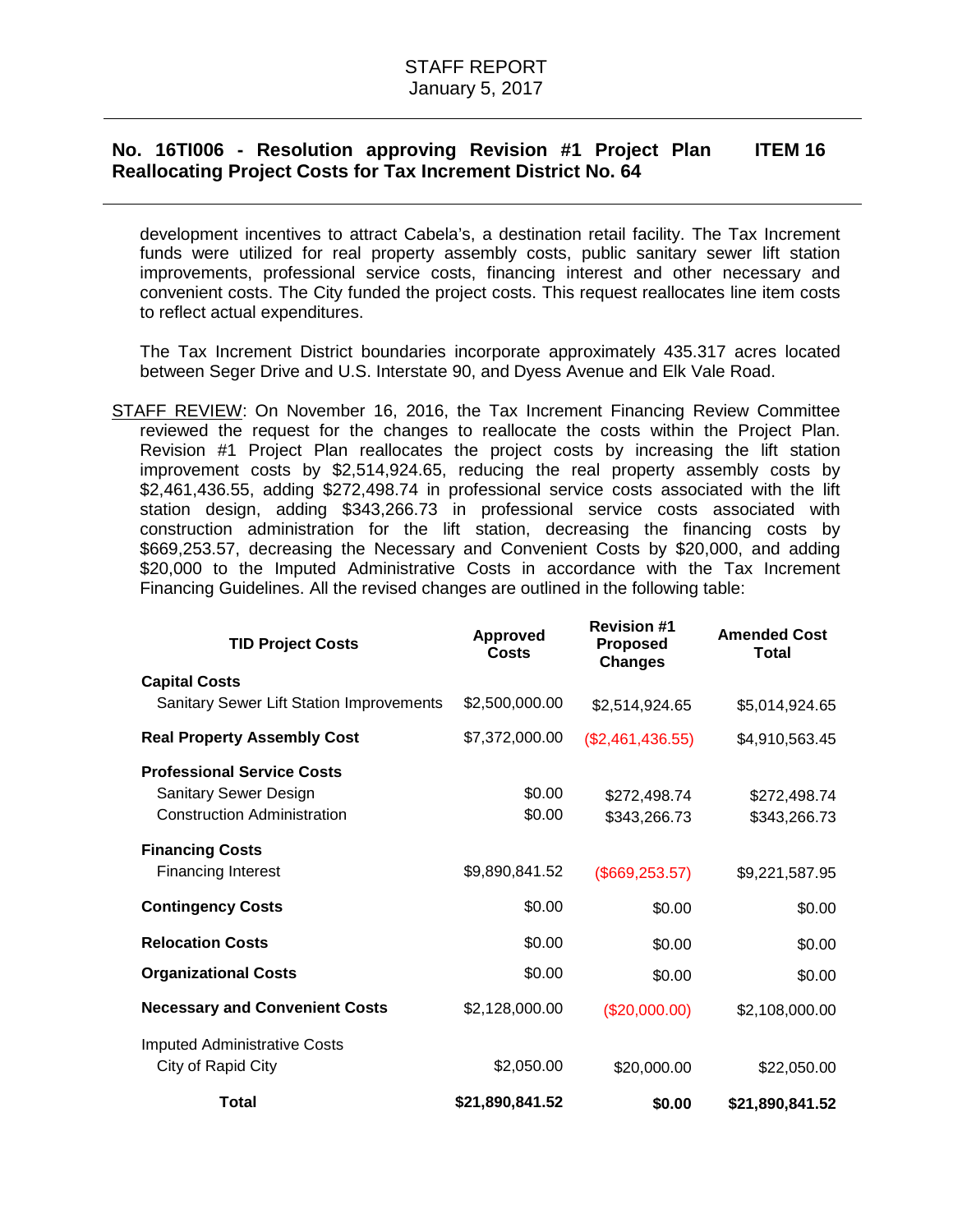STAFF REPORT
January 5, 2017

**No. 16TI006 - Resolution approving Revision #1 Project Plan Reallocating Project Costs for Tax Increment District No. 64** **ITEM 16**

development incentives to attract Cabela's, a destination retail facility. The Tax Increment funds were utilized for real property assembly costs, public sanitary sewer lift station improvements, professional service costs, financing interest and other necessary and convenient costs. The City funded the project costs. This request reallocates line item costs to reflect actual expenditures.

The Tax Increment District boundaries incorporate approximately 435.317 acres located between Seger Drive and U.S. Interstate 90, and Dyess Avenue and Elk Vale Road.

STAFF REVIEW: On November 16, 2016, the Tax Increment Financing Review Committee reviewed the request for the changes to reallocate the costs within the Project Plan. Revision #1 Project Plan reallocates the project costs by increasing the lift station improvement costs by $2,514,924.65, reducing the real property assembly costs by $2,461,436.55, adding $272,498.74 in professional service costs associated with the lift station design, adding $343,266.73 in professional service costs associated with construction administration for the lift station, decreasing the financing costs by $669,253.57, decreasing the Necessary and Convenient Costs by $20,000, and adding $20,000 to the Imputed Administrative Costs in accordance with the Tax Increment Financing Guidelines. All the revised changes are outlined in the following table:

| TID Project Costs | Approved Costs | Revision #1 Proposed Changes | Amended Cost Total |
|---|---|---|---|
| **Capital Costs** | | | |
| Sanitary Sewer Lift Station Improvements | $2,500,000.00 | $2,514,924.65 | $5,014,924.65 |
| **Real Property Assembly Cost** | $7,372,000.00 | ($2,461,436.55) | $4,910,563.45 |
| **Professional Service Costs** | | | |
| Sanitary Sewer Design | $0.00 | $272,498.74 | $272,498.74 |
| Construction Administration | $0.00 | $343,266.73 | $343,266.73 |
| **Financing Costs** | | | |
| Financing Interest | $9,890,841.52 | ($669,253.57) | $9,221,587.95 |
| **Contingency Costs** | $0.00 | $0.00 | $0.00 |
| **Relocation Costs** | $0.00 | $0.00 | $0.00 |
| **Organizational Costs** | $0.00 | $0.00 | $0.00 |
| **Necessary and Convenient Costs** | $2,128,000.00 | ($20,000.00) | $2,108,000.00 |
| Imputed Administrative Costs | | | |
| City of Rapid City | $2,050.00 | $20,000.00 | $22,050.00 |
| **Total** | **$21,890,841.52** | **$0.00** | **$21,890,841.52** |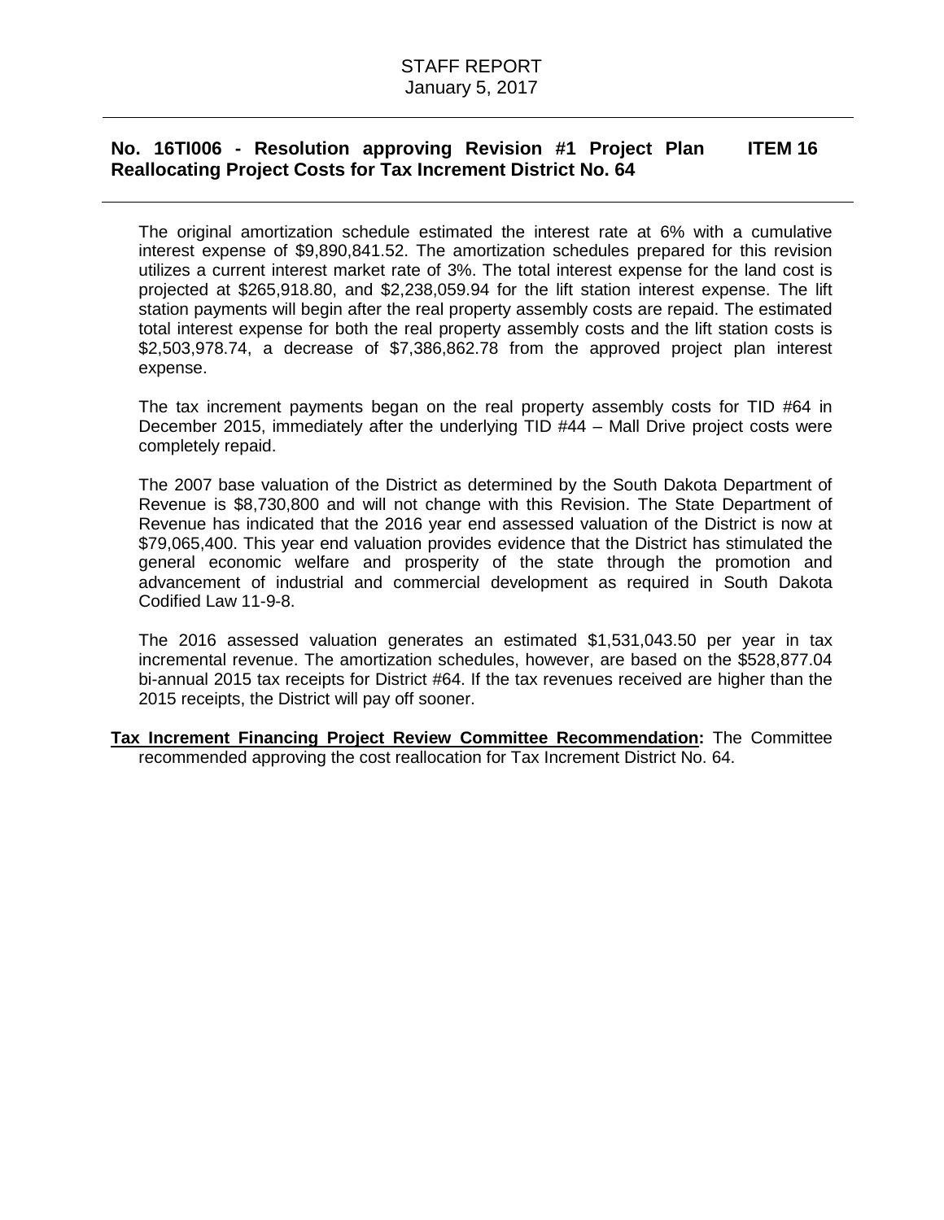STAFF REPORT
January 5, 2017

**No. 16TI006 - Resolution approving Revision #1 Project Plan Reallocating Project Costs for Tax Increment District No. 64** **ITEM 16**

---

The original amortization schedule estimated the interest rate at 6% with a cumulative interest expense of $9,890,841.52. The amortization schedules prepared for this revision utilizes a current interest market rate of 3%. The total interest expense for the land cost is projected at $265,918.80, and $2,238,059.94 for the lift station interest expense. The lift station payments will begin after the real property assembly costs are repaid. The estimated total interest expense for both the real property assembly costs and the lift station costs is $2,503,978.74, a decrease of $7,386,862.78 from the approved project plan interest expense.

The tax increment payments began on the real property assembly costs for TID #64 in December 2015, immediately after the underlying TID #44 – Mall Drive project costs were completely repaid.

The 2007 base valuation of the District as determined by the South Dakota Department of Revenue is $8,730,800 and will not change with this Revision. The State Department of Revenue has indicated that the 2016 year end assessed valuation of the District is now at $79,065,400. This year end valuation provides evidence that the District has stimulated the general economic welfare and prosperity of the state through the promotion and advancement of industrial and commercial development as required in South Dakota Codified Law 11-9-8.

The 2016 assessed valuation generates an estimated $1,531,043.50 per year in tax incremental revenue. The amortization schedules, however, are based on the $528,877.04 bi-annual 2015 tax receipts for District #64. If the tax revenues received are higher than the 2015 receipts, the District will pay off sooner.

**Tax Increment Financing Project Review Committee Recommendation:** The Committee recommended approving the cost reallocation for Tax Increment District No. 64.